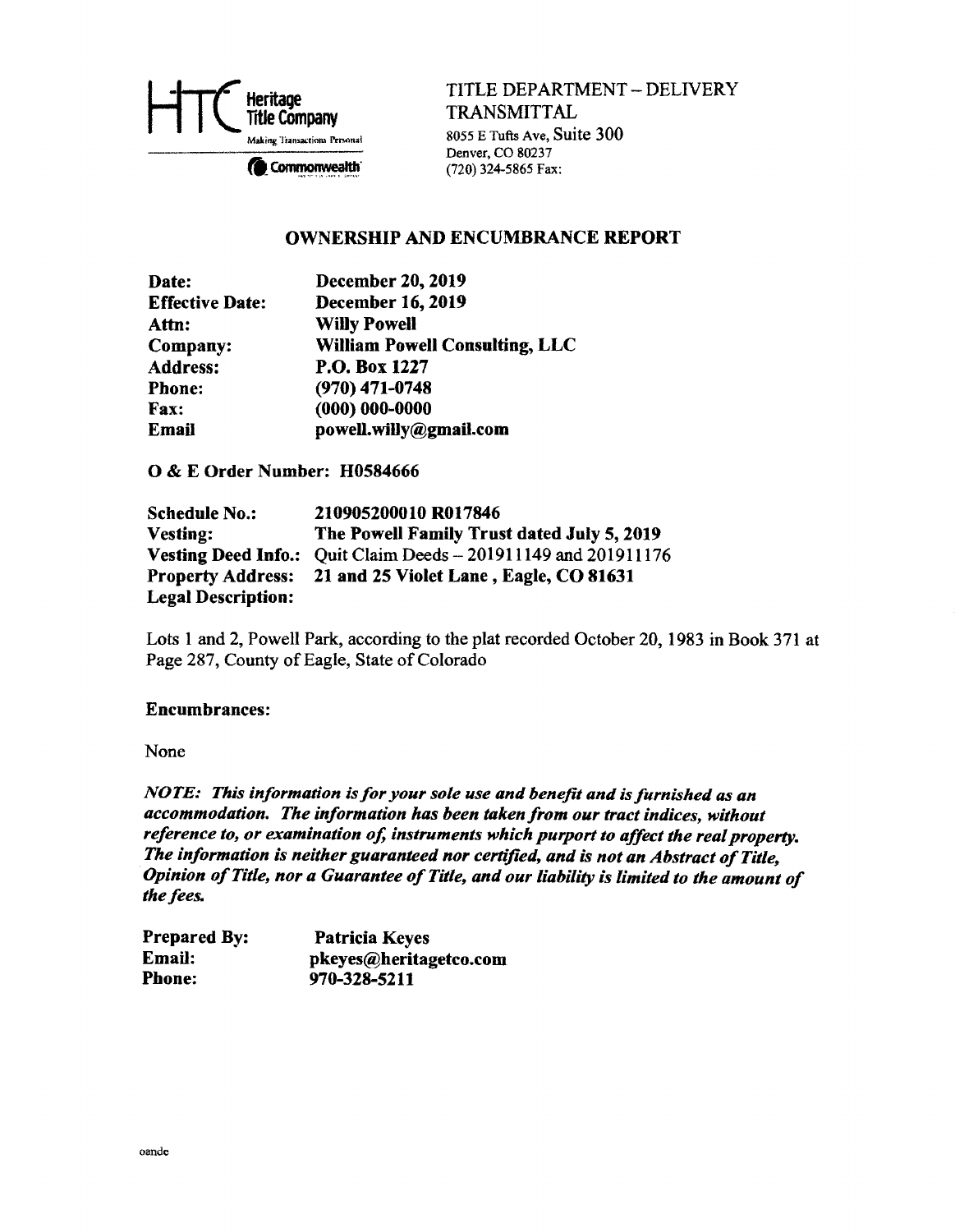Heritage Title Company
Making Transactions Personal

Commonwealth

TITLE DEPARTMENT – DELIVERY TRANSMITTAL
8055 E Tufts Ave, Suite 300
Denver, CO 80237
(720) 324-5865 Fax:

## OWNERSHIP AND ENCUMBRANCE REPORT

| | |
|---|---|
| **Date:** | **December 20, 2019** |
| **Effective Date:** | **December 16, 2019** |
| **Attn:** | **Willy Powell** |
| **Company:** | **William Powell Consulting, LLC** |
| **Address:** | **P.O. Box 1227** |
| **Phone:** | **(970) 471-0748** |
| **Fax:** | **(000) 000-0000** |
| **Email** | **powell.willy@gmail.com** |

**O & E Order Number: H0584666**

| | |
|---|---|
| **Schedule No.:** | **210905200010 R017846** |
| **Vesting:** | **The Powell Family Trust dated July 5, 2019** |
| **Vesting Deed Info.:** | Quit Claim Deeds – 201911149 and 201911176 |
| **Property Address:** | **21 and 25 Violet Lane , Eagle, CO 81631** |
| **Legal Description:** | |

Lots 1 and 2, Powell Park, according to the plat recorded October 20, 1983 in Book 371 at Page 287, County of Eagle, State of Colorado

**Encumbrances:**

None

***NOTE: This information is for your sole use and benefit and is furnished as an accommodation. The information has been taken from our tract indices, without reference to, or examination of, instruments which purport to affect the real property. The information is neither guaranteed nor certified, and is not an Abstract of Title, Opinion of Title, nor a Guarantee of Title, and our liability is limited to the amount of the fees.***

| | |
|---|---|
| **Prepared By:** | **Patricia Keyes** |
| **Email:** | **pkeyes@heritagetco.com** |
| **Phone:** | **970-328-5211** |

oande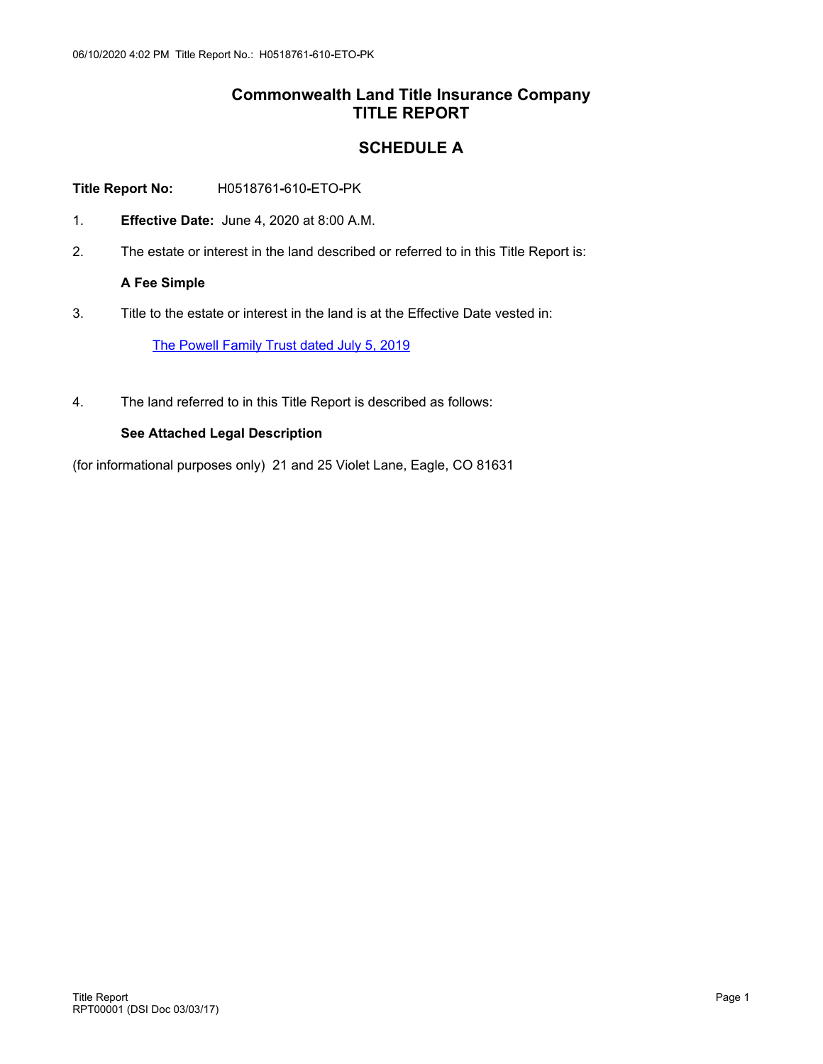# Commonwealth Land Title Insurance Company
# TITLE REPORT

## SCHEDULE A

**Title Report No:** H0518761-610-ETO-PK

1. **Effective Date:** June 4, 2020 at 8:00 A.M.

2. The estate or interest in the land described or referred to in this Title Report is:

   **A Fee Simple**

3. Title to the estate or interest in the land is at the Effective Date vested in:

   The Powell Family Trust dated July 5, 2019

4. The land referred to in this Title Report is described as follows:

   **See Attached Legal Description**

(for informational purposes only) 21 and 25 Violet Lane, Eagle, CO 81631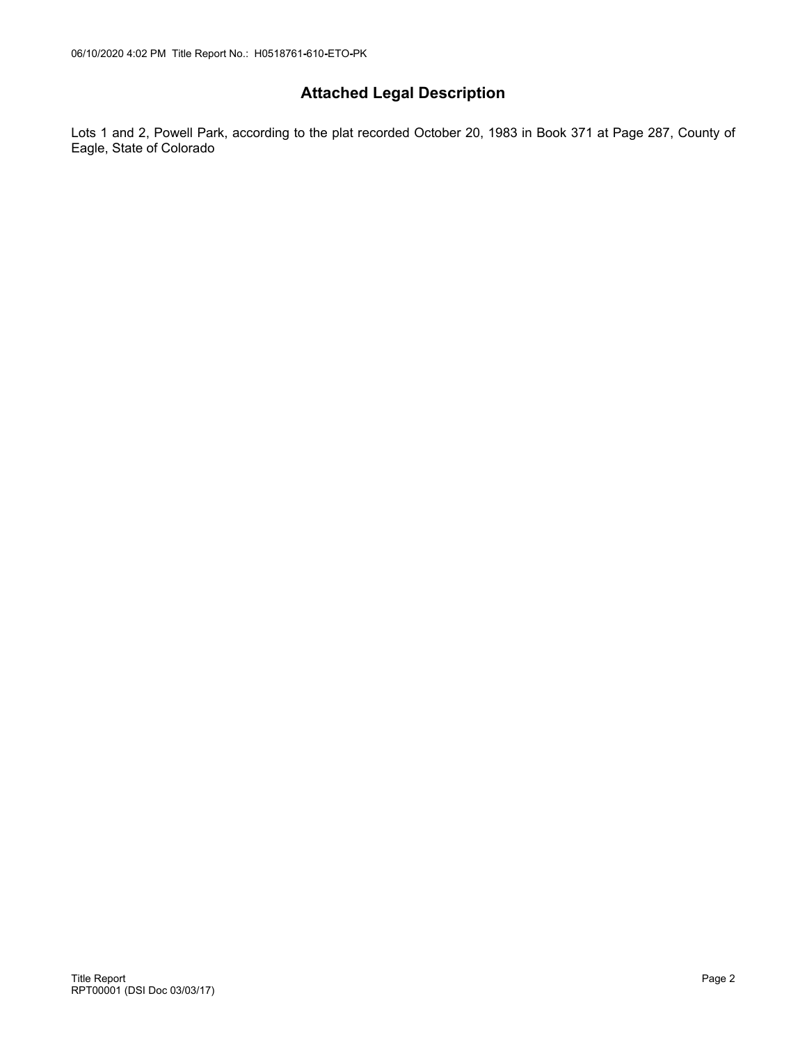## Attached Legal Description

Lots 1 and 2, Powell Park, according to the plat recorded October 20, 1983 in Book 371 at Page 287, County of Eagle, State of Colorado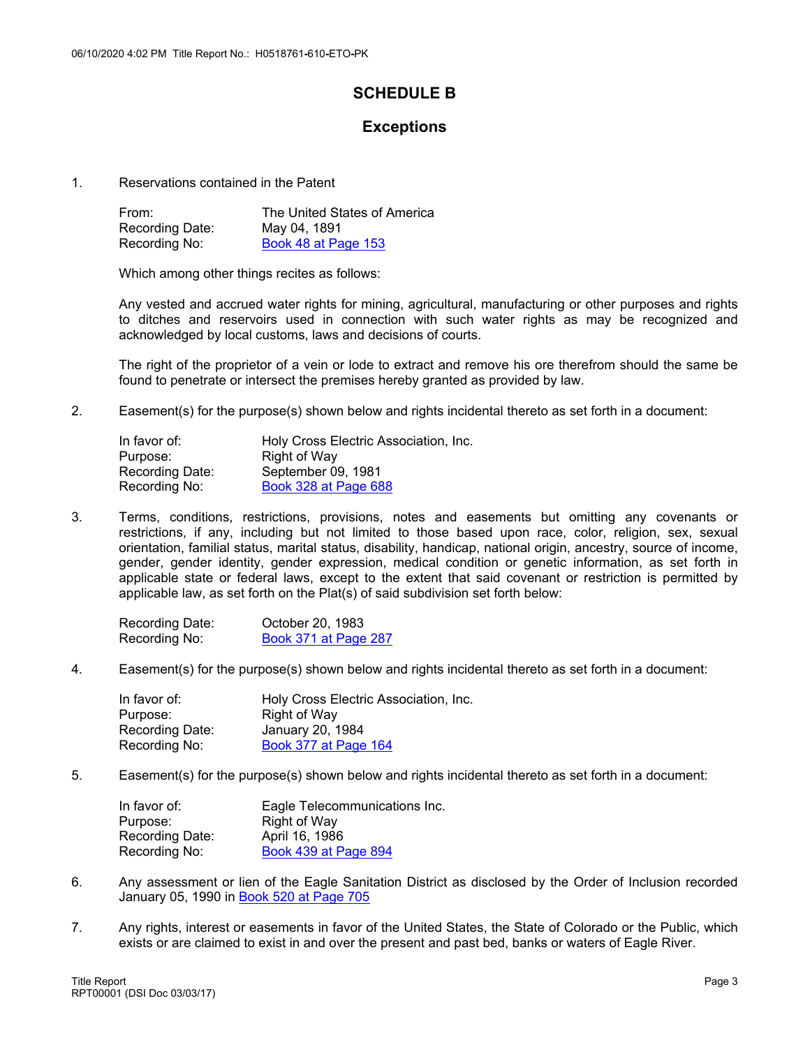# SCHEDULE B

## Exceptions

1. Reservations contained in the Patent

   From: The United States of America
   Recording Date: May 04, 1891
   Recording No: Book 48 at Page 153

   Which among other things recites as follows:

   Any vested and accrued water rights for mining, agricultural, manufacturing or other purposes and rights to ditches and reservoirs used in connection with such water rights as may be recognized and acknowledged by local customs, laws and decisions of courts.

   The right of the proprietor of a vein or lode to extract and remove his ore therefrom should the same be found to penetrate or intersect the premises hereby granted as provided by law.

2. Easement(s) for the purpose(s) shown below and rights incidental thereto as set forth in a document:

   In favor of: Holy Cross Electric Association, Inc.
   Purpose: Right of Way
   Recording Date: September 09, 1981
   Recording No: Book 328 at Page 688

3. Terms, conditions, restrictions, provisions, notes and easements but omitting any covenants or restrictions, if any, including but not limited to those based upon race, color, religion, sex, sexual orientation, familial status, marital status, disability, handicap, national origin, ancestry, source of income, gender, gender identity, gender expression, medical condition or genetic information, as set forth in applicable state or federal laws, except to the extent that said covenant or restriction is permitted by applicable law, as set forth on the Plat(s) of said subdivision set forth below:

   Recording Date: October 20, 1983
   Recording No: Book 371 at Page 287

4. Easement(s) for the purpose(s) shown below and rights incidental thereto as set forth in a document:

   In favor of: Holy Cross Electric Association, Inc.
   Purpose: Right of Way
   Recording Date: January 20, 1984
   Recording No: Book 377 at Page 164

5. Easement(s) for the purpose(s) shown below and rights incidental thereto as set forth in a document:

   In favor of: Eagle Telecommunications Inc.
   Purpose: Right of Way
   Recording Date: April 16, 1986
   Recording No: Book 439 at Page 894

6. Any assessment or lien of the Eagle Sanitation District as disclosed by the Order of Inclusion recorded January 05, 1990 in Book 520 at Page 705

7. Any rights, interest or easements in favor of the United States, the State of Colorado or the Public, which exists or are claimed to exist in and over the present and past bed, banks or waters of Eagle River.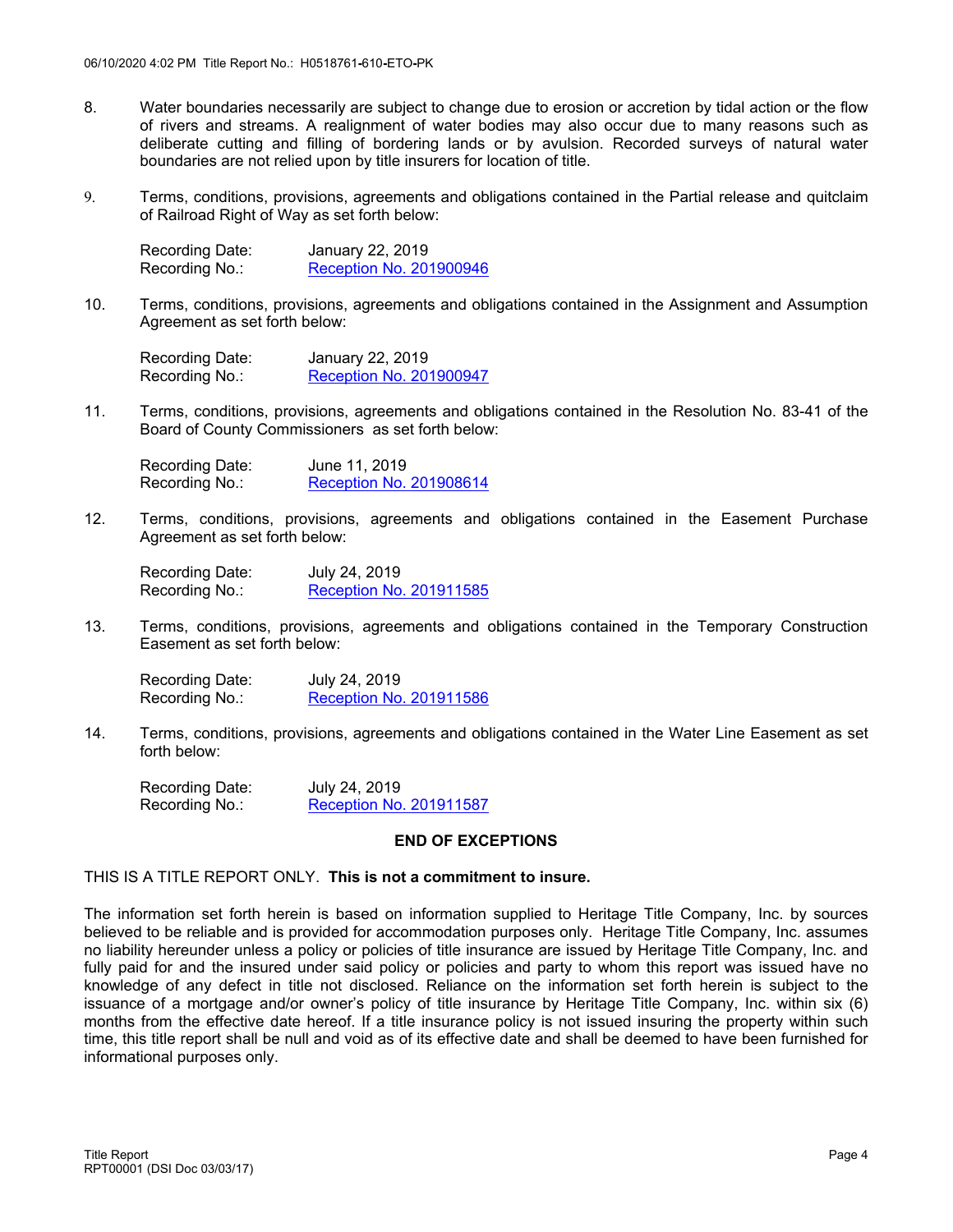8. Water boundaries necessarily are subject to change due to erosion or accretion by tidal action or the flow of rivers and streams. A realignment of water bodies may also occur due to many reasons such as deliberate cutting and filling of bordering lands or by avulsion. Recorded surveys of natural water boundaries are not relied upon by title insurers for location of title.

9. Terms, conditions, provisions, agreements and obligations contained in the Partial release and quitclaim of Railroad Right of Way as set forth below:

   Recording Date: January 22, 2019
   Recording No.: Reception No. 201900946

10. Terms, conditions, provisions, agreements and obligations contained in the Assignment and Assumption Agreement as set forth below:

    Recording Date: January 22, 2019
    Recording No.: Reception No. 201900947

11. Terms, conditions, provisions, agreements and obligations contained in the Resolution No. 83-41 of the Board of County Commissioners as set forth below:

    Recording Date: June 11, 2019
    Recording No.: Reception No. 201908614

12. Terms, conditions, provisions, agreements and obligations contained in the Easement Purchase Agreement as set forth below:

    Recording Date: July 24, 2019
    Recording No.: Reception No. 201911585

13. Terms, conditions, provisions, agreements and obligations contained in the Temporary Construction Easement as set forth below:

    Recording Date: July 24, 2019
    Recording No.: Reception No. 201911586

14. Terms, conditions, provisions, agreements and obligations contained in the Water Line Easement as set forth below:

    Recording Date: July 24, 2019
    Recording No.: Reception No. 201911587

**END OF EXCEPTIONS**

THIS IS A TITLE REPORT ONLY. **This is not a commitment to insure.**

The information set forth herein is based on information supplied to Heritage Title Company, Inc. by sources believed to be reliable and is provided for accommodation purposes only. Heritage Title Company, Inc. assumes no liability hereunder unless a policy or policies of title insurance are issued by Heritage Title Company, Inc. and fully paid for and the insured under said policy or policies and party to whom this report was issued have no knowledge of any defect in title not disclosed. Reliance on the information set forth herein is subject to the issuance of a mortgage and/or owner's policy of title insurance by Heritage Title Company, Inc. within six (6) months from the effective date hereof. If a title insurance policy is not issued insuring the property within such time, this title report shall be null and void as of its effective date and shall be deemed to have been furnished for informational purposes only.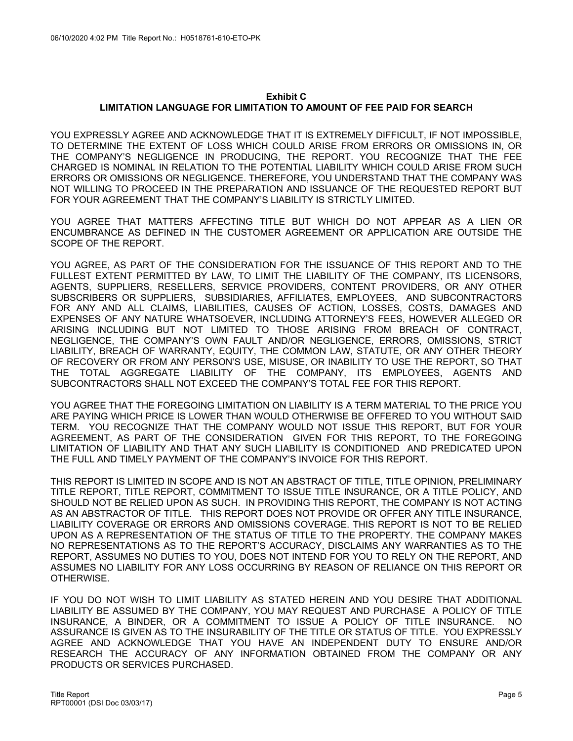## Exhibit C
## LIMITATION LANGUAGE FOR LIMITATION TO AMOUNT OF FEE PAID FOR SEARCH

YOU EXPRESSLY AGREE AND ACKNOWLEDGE THAT IT IS EXTREMELY DIFFICULT, IF NOT IMPOSSIBLE, TO DETERMINE THE EXTENT OF LOSS WHICH COULD ARISE FROM ERRORS OR OMISSIONS IN, OR THE COMPANY'S NEGLIGENCE IN PRODUCING, THE REPORT. YOU RECOGNIZE THAT THE FEE CHARGED IS NOMINAL IN RELATION TO THE POTENTIAL LIABILITY WHICH COULD ARISE FROM SUCH ERRORS OR OMISSIONS OR NEGLIGENCE. THEREFORE, YOU UNDERSTAND THAT THE COMPANY WAS NOT WILLING TO PROCEED IN THE PREPARATION AND ISSUANCE OF THE REQUESTED REPORT BUT FOR YOUR AGREEMENT THAT THE COMPANY'S LIABILITY IS STRICTLY LIMITED.

YOU AGREE THAT MATTERS AFFECTING TITLE BUT WHICH DO NOT APPEAR AS A LIEN OR ENCUMBRANCE AS DEFINED IN THE CUSTOMER AGREEMENT OR APPLICATION ARE OUTSIDE THE SCOPE OF THE REPORT.

YOU AGREE, AS PART OF THE CONSIDERATION FOR THE ISSUANCE OF THIS REPORT AND TO THE FULLEST EXTENT PERMITTED BY LAW, TO LIMIT THE LIABILITY OF THE COMPANY, ITS LICENSORS, AGENTS, SUPPLIERS, RESELLERS, SERVICE PROVIDERS, CONTENT PROVIDERS, OR ANY OTHER SUBSCRIBERS OR SUPPLIERS, SUBSIDIARIES, AFFILIATES, EMPLOYEES, AND SUBCONTRACTORS FOR ANY AND ALL CLAIMS, LIABILITIES, CAUSES OF ACTION, LOSSES, COSTS, DAMAGES AND EXPENSES OF ANY NATURE WHATSOEVER, INCLUDING ATTORNEY'S FEES, HOWEVER ALLEGED OR ARISING INCLUDING BUT NOT LIMITED TO THOSE ARISING FROM BREACH OF CONTRACT, NEGLIGENCE, THE COMPANY'S OWN FAULT AND/OR NEGLIGENCE, ERRORS, OMISSIONS, STRICT LIABILITY, BREACH OF WARRANTY, EQUITY, THE COMMON LAW, STATUTE, OR ANY OTHER THEORY OF RECOVERY OR FROM ANY PERSON'S USE, MISUSE, OR INABILITY TO USE THE REPORT, SO THAT THE TOTAL AGGREGATE LIABILITY OF THE COMPANY, ITS EMPLOYEES, AGENTS AND SUBCONTRACTORS SHALL NOT EXCEED THE COMPANY'S TOTAL FEE FOR THIS REPORT.

YOU AGREE THAT THE FOREGOING LIMITATION ON LIABILITY IS A TERM MATERIAL TO THE PRICE YOU ARE PAYING WHICH PRICE IS LOWER THAN WOULD OTHERWISE BE OFFERED TO YOU WITHOUT SAID TERM. YOU RECOGNIZE THAT THE COMPANY WOULD NOT ISSUE THIS REPORT, BUT FOR YOUR AGREEMENT, AS PART OF THE CONSIDERATION GIVEN FOR THIS REPORT, TO THE FOREGOING LIMITATION OF LIABILITY AND THAT ANY SUCH LIABILITY IS CONDITIONED AND PREDICATED UPON THE FULL AND TIMELY PAYMENT OF THE COMPANY'S INVOICE FOR THIS REPORT.

THIS REPORT IS LIMITED IN SCOPE AND IS NOT AN ABSTRACT OF TITLE, TITLE OPINION, PRELIMINARY TITLE REPORT, TITLE REPORT, COMMITMENT TO ISSUE TITLE INSURANCE, OR A TITLE POLICY, AND SHOULD NOT BE RELIED UPON AS SUCH. IN PROVIDING THIS REPORT, THE COMPANY IS NOT ACTING AS AN ABSTRACTOR OF TITLE. THIS REPORT DOES NOT PROVIDE OR OFFER ANY TITLE INSURANCE, LIABILITY COVERAGE OR ERRORS AND OMISSIONS COVERAGE. THIS REPORT IS NOT TO BE RELIED UPON AS A REPRESENTATION OF THE STATUS OF TITLE TO THE PROPERTY. THE COMPANY MAKES NO REPRESENTATIONS AS TO THE REPORT'S ACCURACY, DISCLAIMS ANY WARRANTIES AS TO THE REPORT, ASSUMES NO DUTIES TO YOU, DOES NOT INTEND FOR YOU TO RELY ON THE REPORT, AND ASSUMES NO LIABILITY FOR ANY LOSS OCCURRING BY REASON OF RELIANCE ON THIS REPORT OR OTHERWISE.

IF YOU DO NOT WISH TO LIMIT LIABILITY AS STATED HEREIN AND YOU DESIRE THAT ADDITIONAL LIABILITY BE ASSUMED BY THE COMPANY, YOU MAY REQUEST AND PURCHASE A POLICY OF TITLE INSURANCE, A BINDER, OR A COMMITMENT TO ISSUE A POLICY OF TITLE INSURANCE. NO ASSURANCE IS GIVEN AS TO THE INSURABILITY OF THE TITLE OR STATUS OF TITLE. YOU EXPRESSLY AGREE AND ACKNOWLEDGE THAT YOU HAVE AN INDEPENDENT DUTY TO ENSURE AND/OR RESEARCH THE ACCURACY OF ANY INFORMATION OBTAINED FROM THE COMPANY OR ANY PRODUCTS OR SERVICES PURCHASED.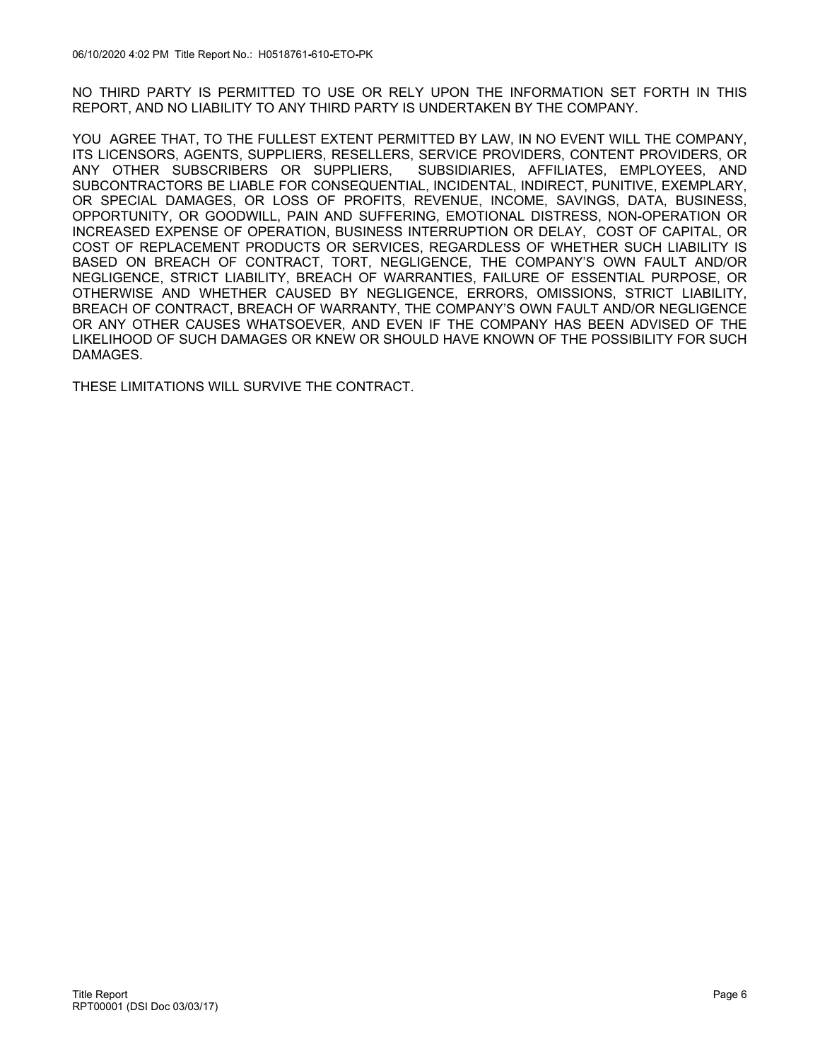NO THIRD PARTY IS PERMITTED TO USE OR RELY UPON THE INFORMATION SET FORTH IN THIS REPORT, AND NO LIABILITY TO ANY THIRD PARTY IS UNDERTAKEN BY THE COMPANY.

YOU AGREE THAT, TO THE FULLEST EXTENT PERMITTED BY LAW, IN NO EVENT WILL THE COMPANY, ITS LICENSORS, AGENTS, SUPPLIERS, RESELLERS, SERVICE PROVIDERS, CONTENT PROVIDERS, OR ANY OTHER SUBSCRIBERS OR SUPPLIERS, SUBSIDIARIES, AFFILIATES, EMPLOYEES, AND SUBCONTRACTORS BE LIABLE FOR CONSEQUENTIAL, INCIDENTAL, INDIRECT, PUNITIVE, EXEMPLARY, OR SPECIAL DAMAGES, OR LOSS OF PROFITS, REVENUE, INCOME, SAVINGS, DATA, BUSINESS, OPPORTUNITY, OR GOODWILL, PAIN AND SUFFERING, EMOTIONAL DISTRESS, NON-OPERATION OR INCREASED EXPENSE OF OPERATION, BUSINESS INTERRUPTION OR DELAY, COST OF CAPITAL, OR COST OF REPLACEMENT PRODUCTS OR SERVICES, REGARDLESS OF WHETHER SUCH LIABILITY IS BASED ON BREACH OF CONTRACT, TORT, NEGLIGENCE, THE COMPANY'S OWN FAULT AND/OR NEGLIGENCE, STRICT LIABILITY, BREACH OF WARRANTIES, FAILURE OF ESSENTIAL PURPOSE, OR OTHERWISE AND WHETHER CAUSED BY NEGLIGENCE, ERRORS, OMISSIONS, STRICT LIABILITY, BREACH OF CONTRACT, BREACH OF WARRANTY, THE COMPANY'S OWN FAULT AND/OR NEGLIGENCE OR ANY OTHER CAUSES WHATSOEVER, AND EVEN IF THE COMPANY HAS BEEN ADVISED OF THE LIKELIHOOD OF SUCH DAMAGES OR KNEW OR SHOULD HAVE KNOWN OF THE POSSIBILITY FOR SUCH DAMAGES.

THESE LIMITATIONS WILL SURVIVE THE CONTRACT.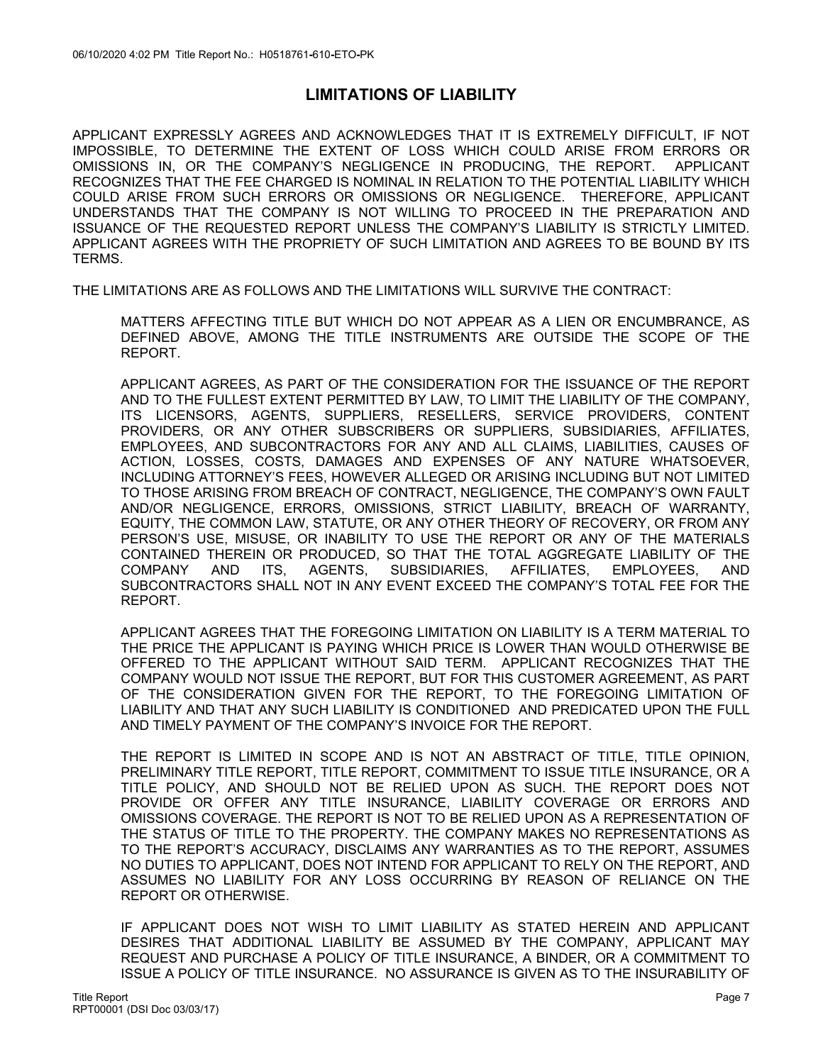## LIMITATIONS OF LIABILITY

APPLICANT EXPRESSLY AGREES AND ACKNOWLEDGES THAT IT IS EXTREMELY DIFFICULT, IF NOT IMPOSSIBLE, TO DETERMINE THE EXTENT OF LOSS WHICH COULD ARISE FROM ERRORS OR OMISSIONS IN, OR THE COMPANY'S NEGLIGENCE IN PRODUCING, THE REPORT. APPLICANT RECOGNIZES THAT THE FEE CHARGED IS NOMINAL IN RELATION TO THE POTENTIAL LIABILITY WHICH COULD ARISE FROM SUCH ERRORS OR OMISSIONS OR NEGLIGENCE. THEREFORE, APPLICANT UNDERSTANDS THAT THE COMPANY IS NOT WILLING TO PROCEED IN THE PREPARATION AND ISSUANCE OF THE REQUESTED REPORT UNLESS THE COMPANY'S LIABILITY IS STRICTLY LIMITED. APPLICANT AGREES WITH THE PROPRIETY OF SUCH LIMITATION AND AGREES TO BE BOUND BY ITS TERMS.

THE LIMITATIONS ARE AS FOLLOWS AND THE LIMITATIONS WILL SURVIVE THE CONTRACT:

MATTERS AFFECTING TITLE BUT WHICH DO NOT APPEAR AS A LIEN OR ENCUMBRANCE, AS DEFINED ABOVE, AMONG THE TITLE INSTRUMENTS ARE OUTSIDE THE SCOPE OF THE REPORT.

APPLICANT AGREES, AS PART OF THE CONSIDERATION FOR THE ISSUANCE OF THE REPORT AND TO THE FULLEST EXTENT PERMITTED BY LAW, TO LIMIT THE LIABILITY OF THE COMPANY, ITS LICENSORS, AGENTS, SUPPLIERS, RESELLERS, SERVICE PROVIDERS, CONTENT PROVIDERS, OR ANY OTHER SUBSCRIBERS OR SUPPLIERS, SUBSIDIARIES, AFFILIATES, EMPLOYEES, AND SUBCONTRACTORS FOR ANY AND ALL CLAIMS, LIABILITIES, CAUSES OF ACTION, LOSSES, COSTS, DAMAGES AND EXPENSES OF ANY NATURE WHATSOEVER, INCLUDING ATTORNEY'S FEES, HOWEVER ALLEGED OR ARISING INCLUDING BUT NOT LIMITED TO THOSE ARISING FROM BREACH OF CONTRACT, NEGLIGENCE, THE COMPANY'S OWN FAULT AND/OR NEGLIGENCE, ERRORS, OMISSIONS, STRICT LIABILITY, BREACH OF WARRANTY, EQUITY, THE COMMON LAW, STATUTE, OR ANY OTHER THEORY OF RECOVERY, OR FROM ANY PERSON'S USE, MISUSE, OR INABILITY TO USE THE REPORT OR ANY OF THE MATERIALS CONTAINED THEREIN OR PRODUCED, SO THAT THE TOTAL AGGREGATE LIABILITY OF THE COMPANY AND ITS, AGENTS, SUBSIDIARIES, AFFILIATES, EMPLOYEES, AND SUBCONTRACTORS SHALL NOT IN ANY EVENT EXCEED THE COMPANY'S TOTAL FEE FOR THE REPORT.

APPLICANT AGREES THAT THE FOREGOING LIMITATION ON LIABILITY IS A TERM MATERIAL TO THE PRICE THE APPLICANT IS PAYING WHICH PRICE IS LOWER THAN WOULD OTHERWISE BE OFFERED TO THE APPLICANT WITHOUT SAID TERM. APPLICANT RECOGNIZES THAT THE COMPANY WOULD NOT ISSUE THE REPORT, BUT FOR THIS CUSTOMER AGREEMENT, AS PART OF THE CONSIDERATION GIVEN FOR THE REPORT, TO THE FOREGOING LIMITATION OF LIABILITY AND THAT ANY SUCH LIABILITY IS CONDITIONED AND PREDICATED UPON THE FULL AND TIMELY PAYMENT OF THE COMPANY'S INVOICE FOR THE REPORT.

THE REPORT IS LIMITED IN SCOPE AND IS NOT AN ABSTRACT OF TITLE, TITLE OPINION, PRELIMINARY TITLE REPORT, TITLE REPORT, COMMITMENT TO ISSUE TITLE INSURANCE, OR A TITLE POLICY, AND SHOULD NOT BE RELIED UPON AS SUCH. THE REPORT DOES NOT PROVIDE OR OFFER ANY TITLE INSURANCE, LIABILITY COVERAGE OR ERRORS AND OMISSIONS COVERAGE. THE REPORT IS NOT TO BE RELIED UPON AS A REPRESENTATION OF THE STATUS OF TITLE TO THE PROPERTY. THE COMPANY MAKES NO REPRESENTATIONS AS TO THE REPORT'S ACCURACY, DISCLAIMS ANY WARRANTIES AS TO THE REPORT, ASSUMES NO DUTIES TO APPLICANT, DOES NOT INTEND FOR APPLICANT TO RELY ON THE REPORT, AND ASSUMES NO LIABILITY FOR ANY LOSS OCCURRING BY REASON OF RELIANCE ON THE REPORT OR OTHERWISE.

IF APPLICANT DOES NOT WISH TO LIMIT LIABILITY AS STATED HEREIN AND APPLICANT DESIRES THAT ADDITIONAL LIABILITY BE ASSUMED BY THE COMPANY, APPLICANT MAY REQUEST AND PURCHASE A POLICY OF TITLE INSURANCE, A BINDER, OR A COMMITMENT TO ISSUE A POLICY OF TITLE INSURANCE. NO ASSURANCE IS GIVEN AS TO THE INSURABILITY OF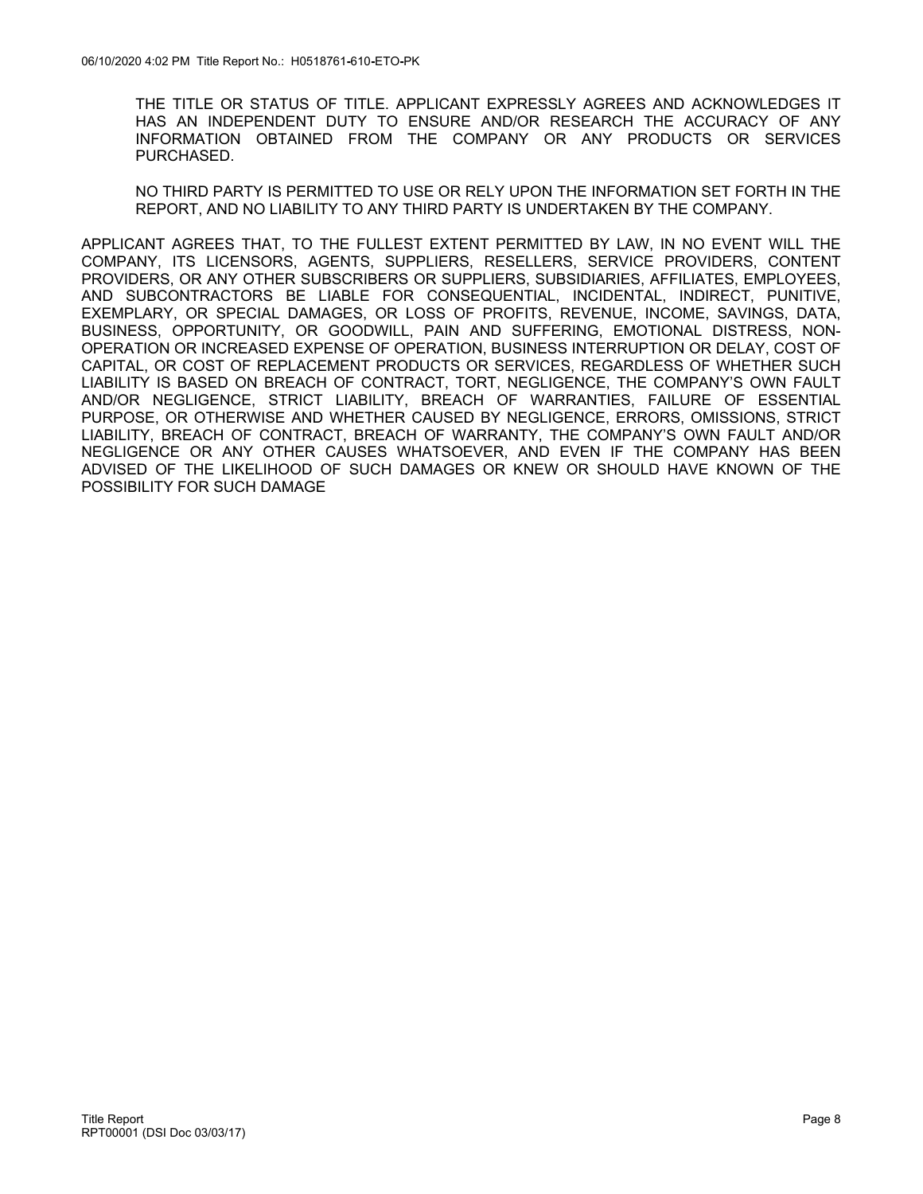THE TITLE OR STATUS OF TITLE. APPLICANT EXPRESSLY AGREES AND ACKNOWLEDGES IT HAS AN INDEPENDENT DUTY TO ENSURE AND/OR RESEARCH THE ACCURACY OF ANY INFORMATION OBTAINED FROM THE COMPANY OR ANY PRODUCTS OR SERVICES PURCHASED.

NO THIRD PARTY IS PERMITTED TO USE OR RELY UPON THE INFORMATION SET FORTH IN THE REPORT, AND NO LIABILITY TO ANY THIRD PARTY IS UNDERTAKEN BY THE COMPANY.

APPLICANT AGREES THAT, TO THE FULLEST EXTENT PERMITTED BY LAW, IN NO EVENT WILL THE COMPANY, ITS LICENSORS, AGENTS, SUPPLIERS, RESELLERS, SERVICE PROVIDERS, CONTENT PROVIDERS, OR ANY OTHER SUBSCRIBERS OR SUPPLIERS, SUBSIDIARIES, AFFILIATES, EMPLOYEES, AND SUBCONTRACTORS BE LIABLE FOR CONSEQUENTIAL, INCIDENTAL, INDIRECT, PUNITIVE, EXEMPLARY, OR SPECIAL DAMAGES, OR LOSS OF PROFITS, REVENUE, INCOME, SAVINGS, DATA, BUSINESS, OPPORTUNITY, OR GOODWILL, PAIN AND SUFFERING, EMOTIONAL DISTRESS, NON-OPERATION OR INCREASED EXPENSE OF OPERATION, BUSINESS INTERRUPTION OR DELAY, COST OF CAPITAL, OR COST OF REPLACEMENT PRODUCTS OR SERVICES, REGARDLESS OF WHETHER SUCH LIABILITY IS BASED ON BREACH OF CONTRACT, TORT, NEGLIGENCE, THE COMPANY'S OWN FAULT AND/OR NEGLIGENCE, STRICT LIABILITY, BREACH OF WARRANTIES, FAILURE OF ESSENTIAL PURPOSE, OR OTHERWISE AND WHETHER CAUSED BY NEGLIGENCE, ERRORS, OMISSIONS, STRICT LIABILITY, BREACH OF CONTRACT, BREACH OF WARRANTY, THE COMPANY'S OWN FAULT AND/OR NEGLIGENCE OR ANY OTHER CAUSES WHATSOEVER, AND EVEN IF THE COMPANY HAS BEEN ADVISED OF THE LIKELIHOOD OF SUCH DAMAGES OR KNEW OR SHOULD HAVE KNOWN OF THE POSSIBILITY FOR SUCH DAMAGE